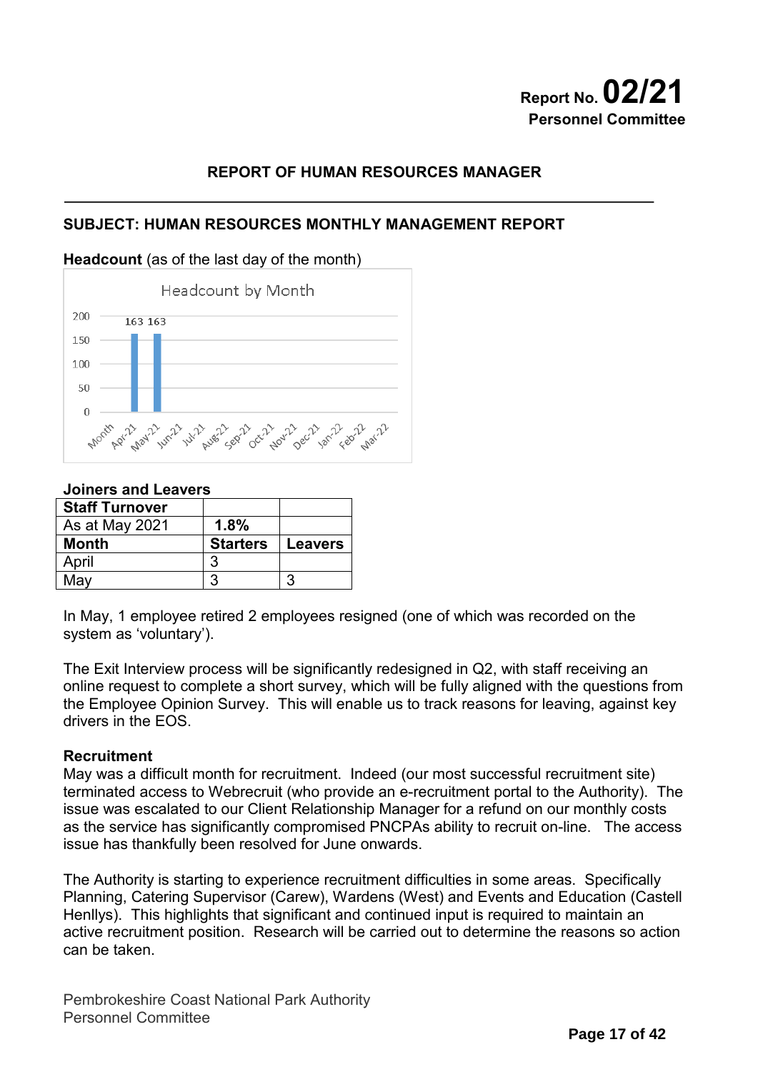**Report No. 02/21**
**Personnel Committee**

## REPORT OF HUMAN RESOURCES MANAGER

---

## SUBJECT: HUMAN RESOURCES MONTHLY MANAGEMENT REPORT

**Headcount** (as of the last day of the month)

Headcount by Month

| Month | Apr-21 | May-21 | Jun-21 | Jul-21 | Aug-21 | Sep-21 | Oct-21 | Nov-21 | Dec-21 | Jan-22 | Feb-22 | Mar-22 |
|---|---|---|---|---|---|---|---|---|---|---|---|---|
| Headcount | 163 | 163 | | | | | | | | | | |

**Joiners and Leavers**

| **Staff Turnover** | | |
|---|---|---|
| As at May 2021 | **1.8%** | |
| **Month** | **Starters** | **Leavers** |
| April | 3 | |
| May | 3 | 3 |

In May, 1 employee retired 2 employees resigned (one of which was recorded on the system as 'voluntary').

The Exit Interview process will be significantly redesigned in Q2, with staff receiving an online request to complete a short survey, which will be fully aligned with the questions from the Employee Opinion Survey. This will enable us to track reasons for leaving, against key drivers in the EOS.

**Recruitment**

May was a difficult month for recruitment. Indeed (our most successful recruitment site) terminated access to Webrecruit (who provide an e-recruitment portal to the Authority). The issue was escalated to our Client Relationship Manager for a refund on our monthly costs as the service has significantly compromised PNCPAs ability to recruit on-line. The access issue has thankfully been resolved for June onwards.

The Authority is starting to experience recruitment difficulties in some areas. Specifically Planning, Catering Supervisor (Carew), Wardens (West) and Events and Education (Castell Henllys). This highlights that significant and continued input is required to maintain an active recruitment position. Research will be carried out to determine the reasons so action can be taken.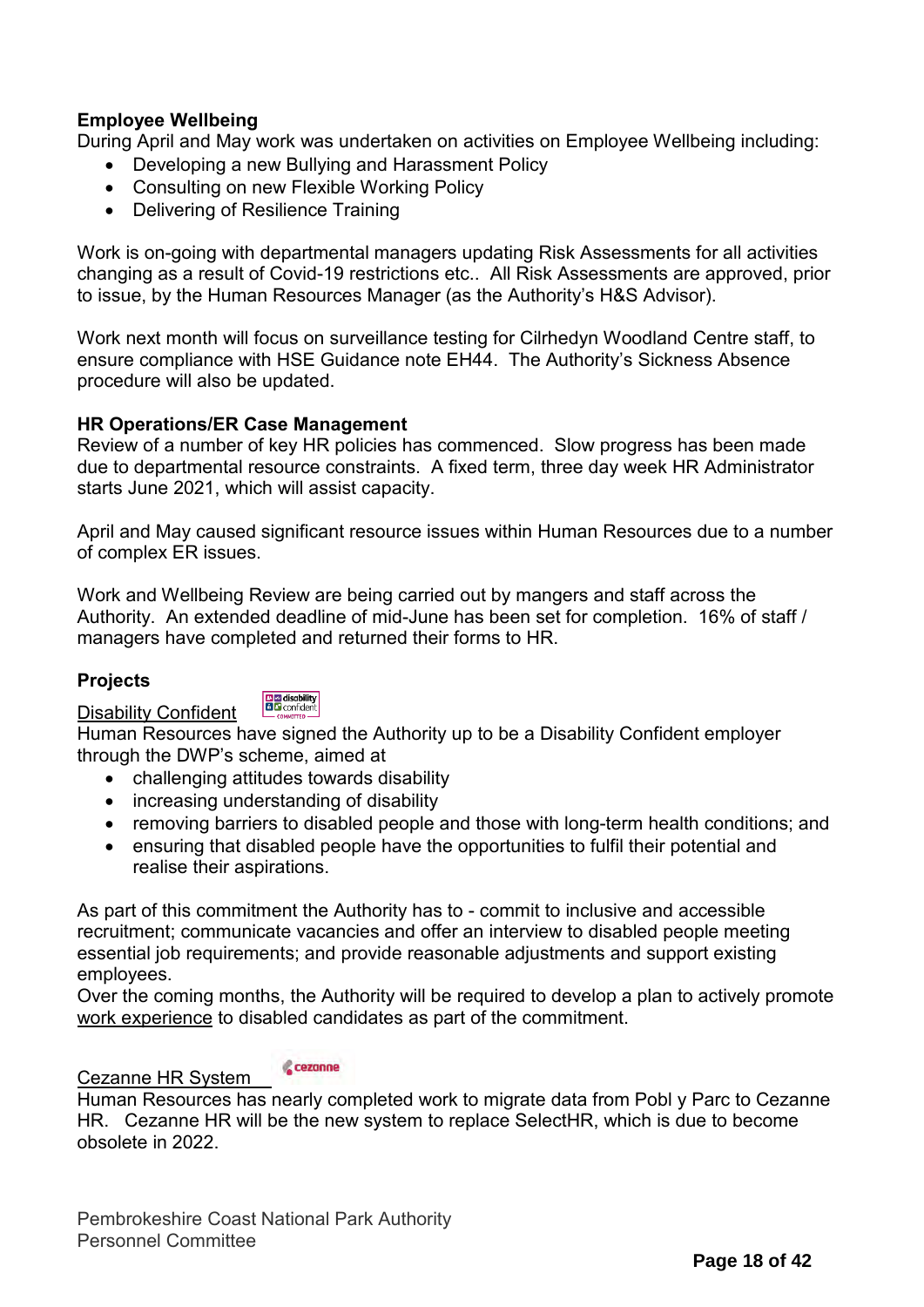**Employee Wellbeing**

During April and May work was undertaken on activities on Employee Wellbeing including:

- Developing a new Bullying and Harassment Policy
- Consulting on new Flexible Working Policy
- Delivering of Resilience Training

Work is on-going with departmental managers updating Risk Assessments for all activities changing as a result of Covid-19 restrictions etc.. All Risk Assessments are approved, prior to issue, by the Human Resources Manager (as the Authority's H&S Advisor).

Work next month will focus on surveillance testing for Cilrhedyn Woodland Centre staff, to ensure compliance with HSE Guidance note EH44. The Authority's Sickness Absence procedure will also be updated.

**HR Operations/ER Case Management**

Review of a number of key HR policies has commenced. Slow progress has been made due to departmental resource constraints. A fixed term, three day week HR Administrator starts June 2021, which will assist capacity.

April and May caused significant resource issues within Human Resources due to a number of complex ER issues.

Work and Wellbeing Review are being carried out by mangers and staff across the Authority. An extended deadline of mid-June has been set for completion. 16% of staff / managers have completed and returned their forms to HR.

**Projects**

Disability Confident

Human Resources have signed the Authority up to be a Disability Confident employer through the DWP's scheme, aimed at

- challenging attitudes towards disability
- increasing understanding of disability
- removing barriers to disabled people and those with long-term health conditions; and
- ensuring that disabled people have the opportunities to fulfil their potential and realise their aspirations.

As part of this commitment the Authority has to - commit to inclusive and accessible recruitment; communicate vacancies and offer an interview to disabled people meeting essential job requirements; and provide reasonable adjustments and support existing employees.

Over the coming months, the Authority will be required to develop a plan to actively promote work experience to disabled candidates as part of the commitment.

Cezanne HR System

Human Resources has nearly completed work to migrate data from Pobl y Parc to Cezanne HR. Cezanne HR will be the new system to replace SelectHR, which is due to become obsolete in 2022.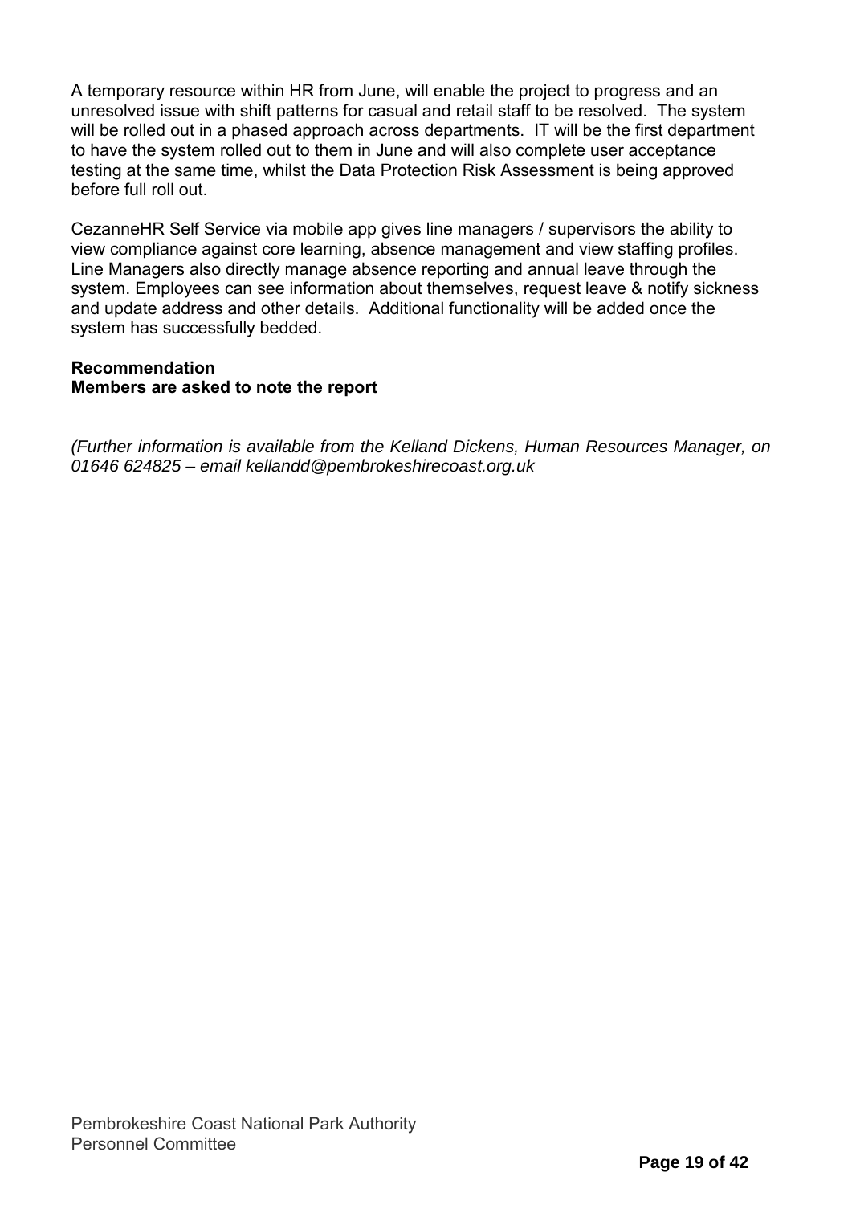A temporary resource within HR from June, will enable the project to progress and an unresolved issue with shift patterns for casual and retail staff to be resolved. The system will be rolled out in a phased approach across departments. IT will be the first department to have the system rolled out to them in June and will also complete user acceptance testing at the same time, whilst the Data Protection Risk Assessment is being approved before full roll out.

CezanneHR Self Service via mobile app gives line managers / supervisors the ability to view compliance against core learning, absence management and view staffing profiles. Line Managers also directly manage absence reporting and annual leave through the system. Employees can see information about themselves, request leave & notify sickness and update address and other details. Additional functionality will be added once the system has successfully bedded.

**Recommendation**
**Members are asked to note the report**

*(Further information is available from the Kelland Dickens, Human Resources Manager, on 01646 624825 – email kellandd@pembrokeshirecoast.org.uk*